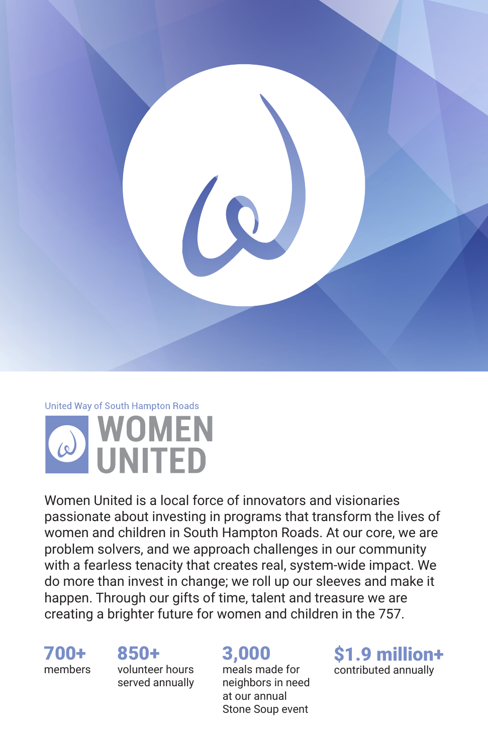United Way of South Hampton Roads

# WOMEN UNITED

Women United is a local force of innovators and visionaries passionate about investing in programs that transform the lives of women and children in South Hampton Roads. At our core, we are problem solvers, and we approach challenges in our community with a fearless tenacity that creates real, system-wide impact. We do more than invest in change; we roll up our sleeves and make it happen. Through our gifts of time, talent and treasure we are creating a brighter future for women and children in the 757.

**700+**
members

**850+**
volunteer hours served annually

**3,000**
meals made for neighbors in need at our annual Stone Soup event

**$1.9 million+**
contributed annually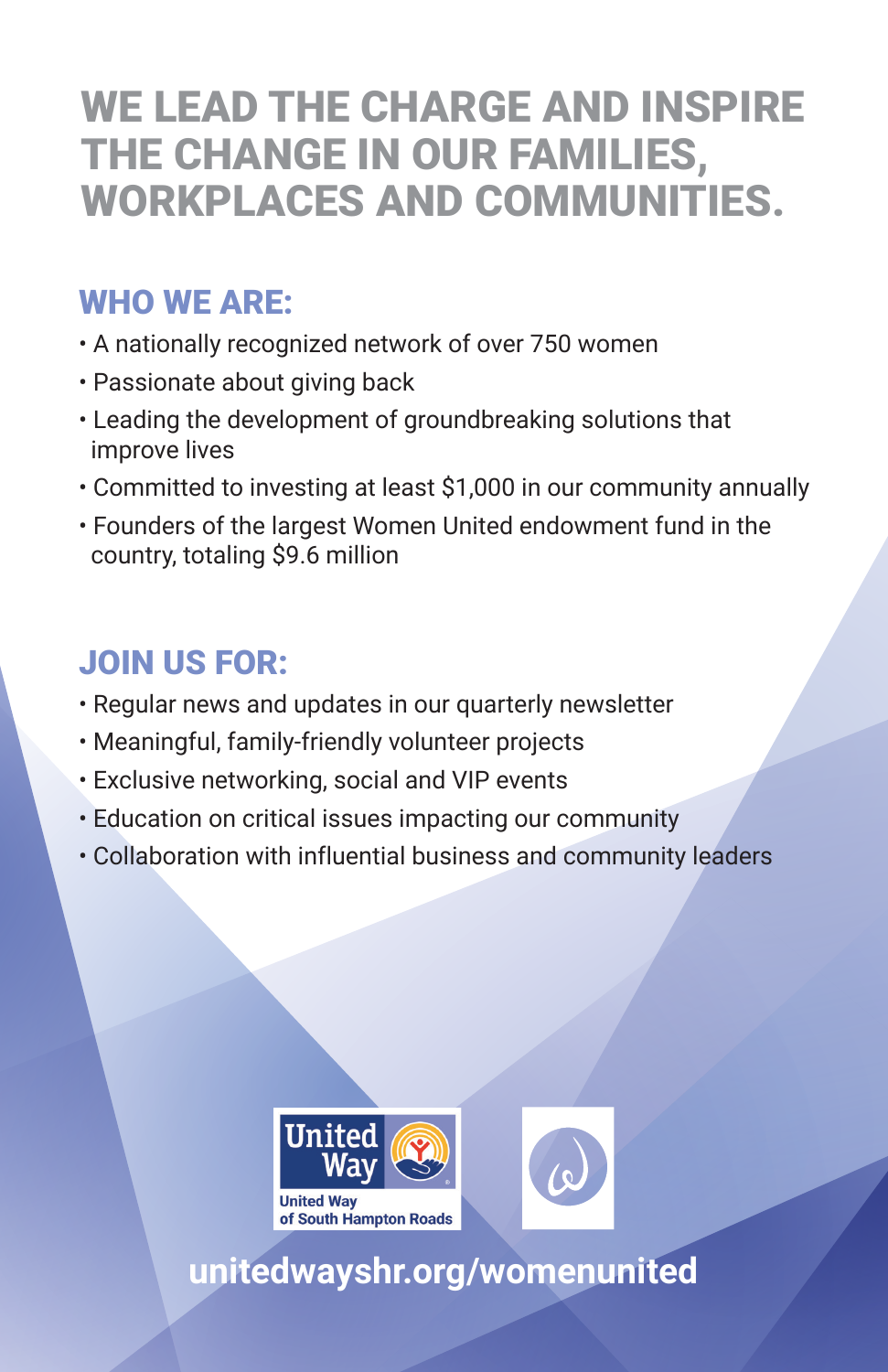# WE LEAD THE CHARGE AND INSPIRE THE CHANGE IN OUR FAMILIES, WORKPLACES AND COMMUNITIES.

## WHO WE ARE:

- A nationally recognized network of over 750 women
- Passionate about giving back
- Leading the development of groundbreaking solutions that improve lives
- Committed to investing at least $1,000 in our community annually
- Founders of the largest Women United endowment fund in the country, totaling $9.6 million

## JOIN US FOR:

- Regular news and updates in our quarterly newsletter
- Meaningful, family-friendly volunteer projects
- Exclusive networking, social and VIP events
- Education on critical issues impacting our community
- Collaboration with influential business and community leaders

United Way

United Way of South Hampton Roads

**unitedwayshr.org/womenunited**